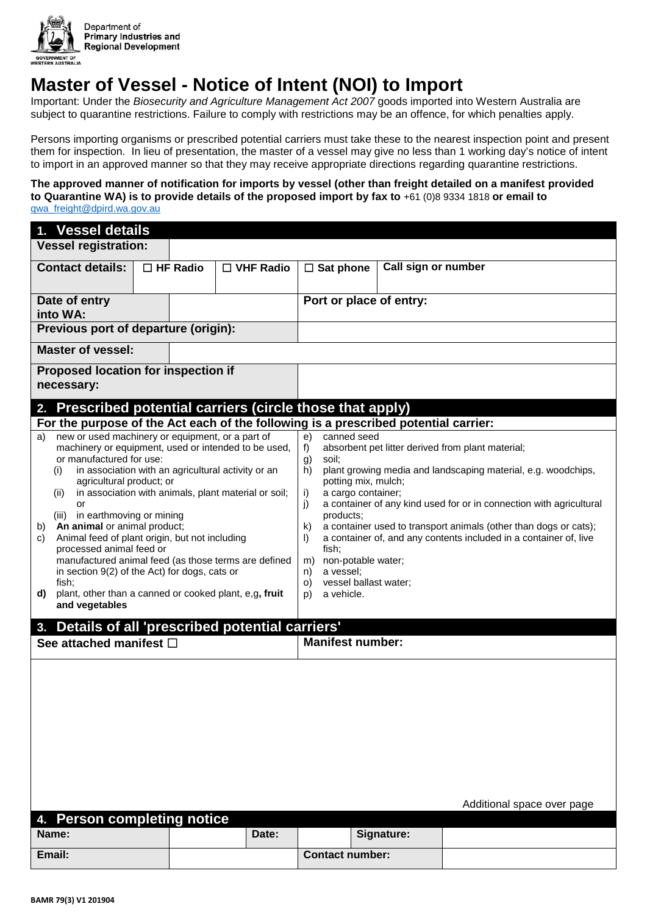Department of
**Primary Industries and Regional Development**

GOVERNMENT OF WESTERN AUSTRALIA

# Master of Vessel - Notice of Intent (NOI) to Import

Important: Under the *Biosecurity and Agriculture Management Act 2007* goods imported into Western Australia are subject to quarantine restrictions. Failure to comply with restrictions may be an offence, for which penalties apply.

Persons importing organisms or prescribed potential carriers must take these to the nearest inspection point and present them for inspection. In lieu of presentation, the master of a vessel may give no less than 1 working day's notice of intent to import in an approved manner so that they may receive appropriate directions regarding quarantine restrictions.

**The approved manner of notification for imports by vessel (other than freight detailed on a manifest provided to Quarantine WA) is to provide details of the proposed import by fax to** +61 (0)8 9334 1818 **or email to** qwa_freight@dpird.wa.gov.au

## 1. Vessel details

| **Vessel registration:** | | | | |
|---|---|---|---|---|
| **Contact details:** | ☐ **HF Radio** | ☐ **VHF Radio** | ☐ **Sat phone** | **Call sign or number** |
| **Date of entry into WA:** | | | **Port or place of entry:** | |
| **Previous port of departure (origin):** | | | | |
| **Master of vessel:** | | | | |
| **Proposed location for inspection if necessary:** | | | | |

## 2. Prescribed potential carriers (circle those that apply)

**For the purpose of the Act each of the following is a prescribed potential carrier:**

a) new or used machinery or equipment, or a part of machinery or equipment, used or intended to be used, or manufactured for use:
   (i) in association with an agricultural activity or an agricultural product; or
   (ii) in association with animals, plant material or soil; or
   (iii) in earthmoving or mining
b) **An animal** or animal product;
c) Animal feed of plant origin, but not including processed animal feed or manufactured animal feed (as those terms are defined in section 9(2) of the Act) for dogs, cats or fish;
**d)** plant, other than a canned or cooked plant, e,g**, fruit and vegetables**
e) canned seed
f) absorbent pet litter derived from plant material;
g) soil;
h) plant growing media and landscaping material, e.g. woodchips, potting mix, mulch;
i) a cargo container;
j) a container of any kind used for or in connection with agricultural products;
k) a container used to transport animals (other than dogs or cats);
l) a container of, and any contents included in a container of, live fish;
m) non-potable water;
n) a vessel;
o) vessel ballast water;
p) a vehicle.

## 3. Details of all 'prescribed potential carriers'

| **See attached manifest** ☐ | **Manifest number:** |
|---|---|
| | |

Additional space over page

## 4. Person completing notice

| **Name:** | | **Date:** | | **Signature:** | |
|---|---|---|---|---|---|
| **Email:** | | | **Contact number:** | | |

BAMR 79(3) V1 201904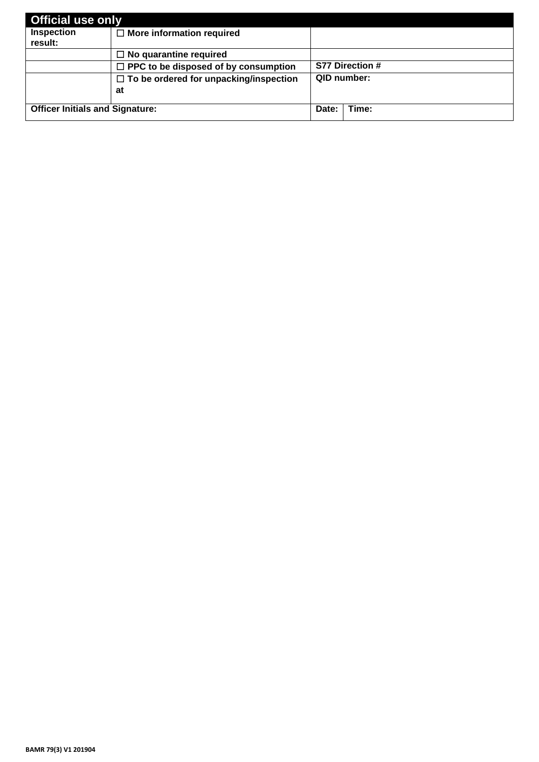| Official use only | | | |
|---|---|---|---|
| **Inspection result:** | ☐ **More information required** | | |
| | ☐ **No quarantine required** | | |
| | ☐ **PPC to be disposed of by consumption** | **S77 Direction #** | |
| | ☐ **To be ordered for unpacking/inspection at** | **QID number:** | |
| **Officer Initials and Signature:** | | **Date:** | **Time:** |

BAMR 79(3) V1 201904